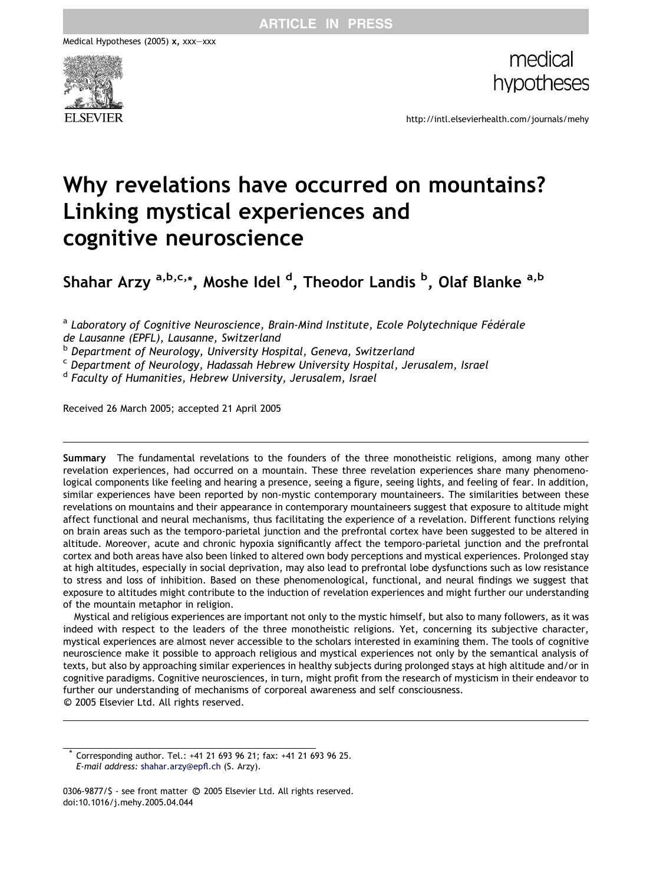# Why revelations have occurred on mountains? Linking mystical experiences and cognitive neuroscience

**Shahar Arzy [a,b,c,*], Moshe Idel [d], Theodor Landis [b], Olaf Blanke [a,b]**

[a] *Laboratory of Cognitive Neuroscience, Brain-Mind Institute, Ecole Polytechnique Fédérale de Lausanne (EPFL), Lausanne, Switzerland*
[b] *Department of Neurology, University Hospital, Geneva, Switzerland*
[c] *Department of Neurology, Hadassah Hebrew University Hospital, Jerusalem, Israel*
[d] *Faculty of Humanities, Hebrew University, Jerusalem, Israel*

Received 26 March 2005; accepted 21 April 2005

---

**Summary** The fundamental revelations to the founders of the three monotheistic religions, among many other revelation experiences, had occurred on a mountain. These three revelation experiences share many phenomenological components like feeling and hearing a presence, seeing a figure, seeing lights, and feeling of fear. In addition, similar experiences have been reported by non-mystic contemporary mountaineers. The similarities between these revelations on mountains and their appearance in contemporary mountaineers suggest that exposure to altitude might affect functional and neural mechanisms, thus facilitating the experience of a revelation. Different functions relying on brain areas such as the temporo-parietal junction and the prefrontal cortex have been suggested to be altered in altitude. Moreover, acute and chronic hypoxia significantly affect the temporo-parietal junction and the prefrontal cortex and both areas have also been linked to altered own body perceptions and mystical experiences. Prolonged stay at high altitudes, especially in social deprivation, may also lead to prefrontal lobe dysfunctions such as low resistance to stress and loss of inhibition. Based on these phenomenological, functional, and neural findings we suggest that exposure to altitudes might contribute to the induction of revelation experiences and might further our understanding of the mountain metaphor in religion.

Mystical and religious experiences are important not only to the mystic himself, but also to many followers, as it was indeed with respect to the leaders of the three monotheistic religions. Yet, concerning its subjective character, mystical experiences are almost never accessible to the scholars interested in examining them. The tools of cognitive neuroscience make it possible to approach religious and mystical experiences not only by the semantical analysis of texts, but also by approaching similar experiences in healthy subjects during prolonged stays at high altitude and/or in cognitive paradigms. Cognitive neurosciences, in turn, might profit from the research of mysticism in their endeavor to further our understanding of mechanisms of corporeal awareness and self consciousness.
© 2005 Elsevier Ltd. All rights reserved.

---

\* Corresponding author. Tel.: +41 21 693 96 21; fax: +41 21 693 96 25.
*E-mail address:* shahar.arzy@epfl.ch (S. Arzy).

0306-9877/$ - see front matter © 2005 Elsevier Ltd. All rights reserved.
doi:10.1016/j.mehy.2005.04.044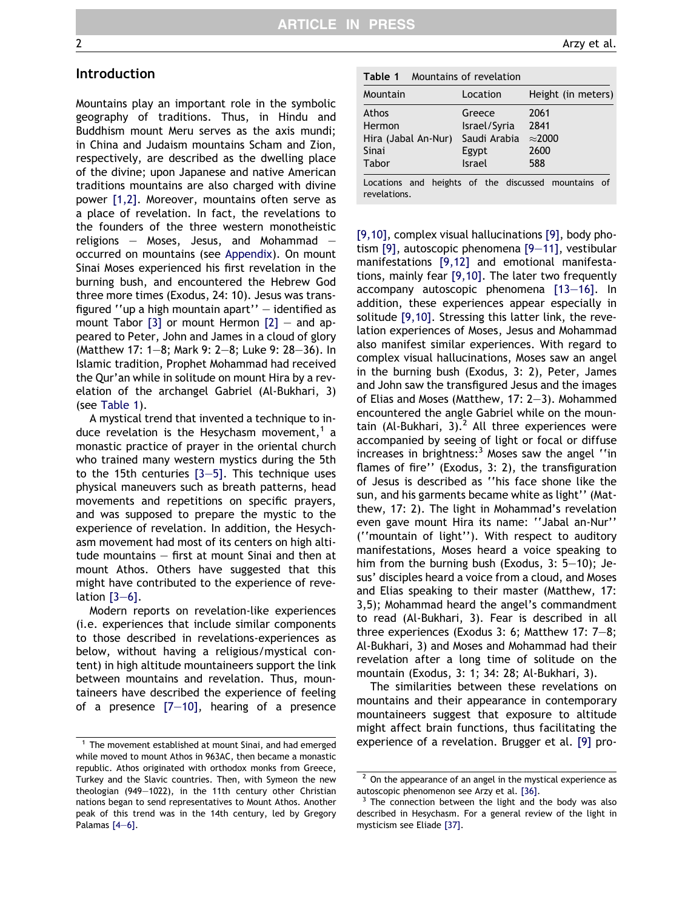## Introduction

Mountains play an important role in the symbolic geography of traditions. Thus, in Hindu and Buddhism mount Meru serves as the axis mundi; in China and Judaism mountains Scham and Zion, respectively, are described as the dwelling place of the divine; upon Japanese and native American traditions mountains are also charged with divine power [1,2]. Moreover, mountains often serve as a place of revelation. In fact, the revelations to the founders of the three western monotheistic religions — Moses, Jesus, and Mohammad — occurred on mountains (see Appendix). On mount Sinai Moses experienced his first revelation in the burning bush, and encountered the Hebrew God three more times (Exodus, 24: 10). Jesus was transfigured ''up a high mountain apart'' — identified as mount Tabor [3] or mount Hermon [2] — and appeared to Peter, John and James in a cloud of glory (Matthew 17: 1—8; Mark 9: 2—8; Luke 9: 28—36). In Islamic tradition, Prophet Mohammad had received the Qur'an while in solitude on mount Hira by a revelation of the archangel Gabriel (Al-Bukhari, 3) (see Table 1).

A mystical trend that invented a technique to induce revelation is the Hesychasm movement,[1] a monastic practice of prayer in the oriental church who trained many western mystics during the 5th to the 15th centuries [3—5]. This technique uses physical maneuvers such as breath patterns, head movements and repetitions on specific prayers, and was supposed to prepare the mystic to the experience of revelation. In addition, the Hesychasm movement had most of its centers on high altitude mountains — first at mount Sinai and then at mount Athos. Others have suggested that this might have contributed to the experience of revelation [3—6].

Modern reports on revelation-like experiences (i.e. experiences that include similar components to those described in revelations-experiences as below, without having a religious/mystical content) in high altitude mountaineers support the link between mountains and revelation. Thus, mountaineers have described the experience of feeling of a presence [7—10], hearing of a presence [9,10], complex visual hallucinations [9], body photism [9], autoscopic phenomena [9—11], vestibular manifestations [9,12] and emotional manifestations, mainly fear [9,10]. The later two frequently accompany autoscopic phenomena [13—16]. In addition, these experiences appear especially in solitude [9,10]. Stressing this latter link, the revelation experiences of Moses, Jesus and Mohammad also manifest similar experiences. With regard to complex visual hallucinations, Moses saw an angel in the burning bush (Exodus, 3: 2), Peter, James and John saw the transfigured Jesus and the images of Elias and Moses (Matthew, 17: 2—3). Mohammed encountered the angle Gabriel while on the mountain (Al-Bukhari, 3).[2] All three experiences were accompanied by seeing of light or focal or diffuse increases in brightness:[3] Moses saw the angel ''in flames of fire'' (Exodus, 3: 2), the transfiguration of Jesus is described as ''his face shone like the sun, and his garments became white as light'' (Matthew, 17: 2). The light in Mohammad's revelation even gave mount Hira its name: ''Jabal an-Nur'' (''mountain of light''). With respect to auditory manifestations, Moses heard a voice speaking to him from the burning bush (Exodus, 3: 5—10); Jesus' disciples heard a voice from a cloud, and Moses and Elias speaking to their master (Matthew, 17: 3,5); Mohammad heard the angel's commandment to read (Al-Bukhari, 3). Fear is described in all three experiences (Exodus 3: 6; Matthew 17: 7—8; Al-Bukhari, 3) and Moses and Mohammad had their revelation after a long time of solitude on the mountain (Exodus, 3: 1; 34: 28; Al-Bukhari, 3).

The similarities between these revelations on mountains and their appearance in contemporary mountaineers suggest that exposure to altitude might affect brain functions, thus facilitating the experience of a revelation. Brugger et al. [9] pro-

**Table 1** Mountains of revelation

| Mountain | Location | Height (in meters) |
|---|---|---|
| Athos | Greece | 2061 |
| Hermon | Israel/Syria | 2841 |
| Hira (Jabal An-Nur) | Saudi Arabia | ≈2000 |
| Sinai | Egypt | 2600 |
| Tabor | Israel | 588 |

Locations and heights of the discussed mountains of revelations.

[1] The movement established at mount Sinai, and had emerged while moved to mount Athos in 963AC, then became a monastic republic. Athos originated with orthodox monks from Greece, Turkey and the Slavic countries. Then, with Symeon the new theologian (949—1022), in the 11th century other Christian nations began to send representatives to Mount Athos. Another peak of this trend was in the 14th century, led by Gregory Palamas [4—6].

[2] On the appearance of an angel in the mystical experience as autoscopic phenomenon see Arzy et al. [36].

[3] The connection between the light and the body was also described in Hesychasm. For a general review of the light in mysticism see Eliade [37].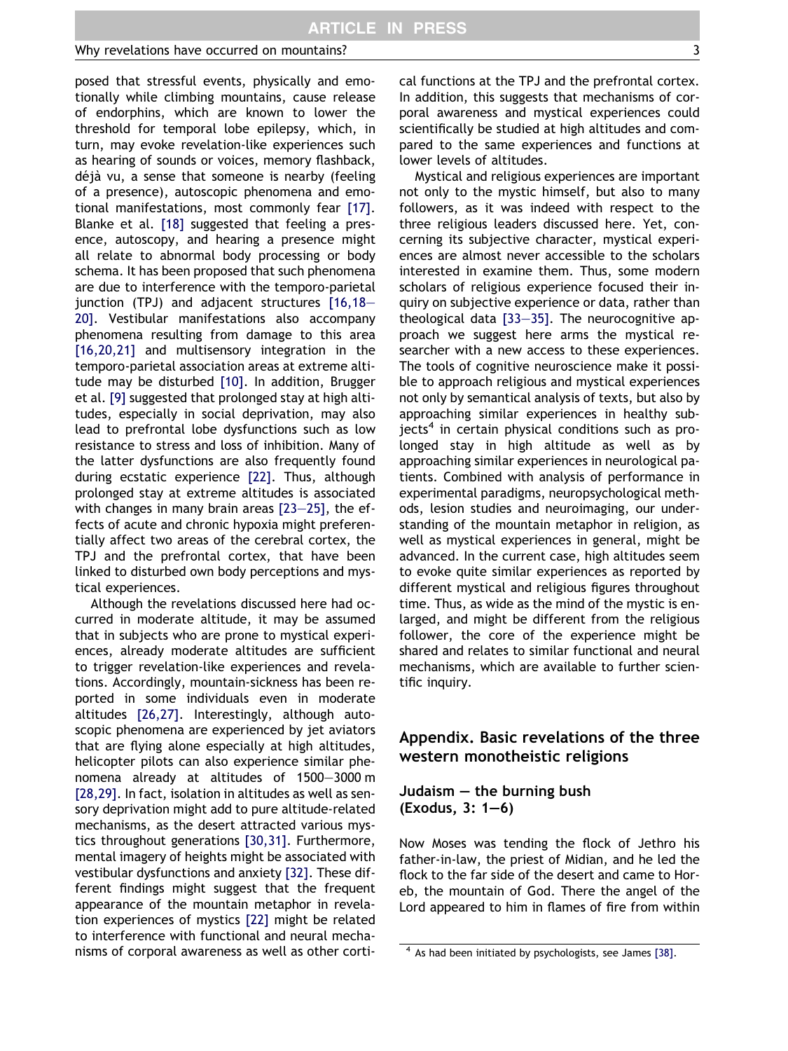posed that stressful events, physically and emotionally while climbing mountains, cause release of endorphins, which are known to lower the threshold for temporal lobe epilepsy, which, in turn, may evoke revelation-like experiences such as hearing of sounds or voices, memory flashback, déjà vu, a sense that someone is nearby (feeling of a presence), autoscopic phenomena and emotional manifestations, most commonly fear [17]. Blanke et al. [18] suggested that feeling a presence, autoscopy, and hearing a presence might all relate to abnormal body processing or body schema. It has been proposed that such phenomena are due to interference with the temporo-parietal junction (TPJ) and adjacent structures [16,18–20]. Vestibular manifestations also accompany phenomena resulting from damage to this area [16,20,21] and multisensory integration in the temporo-parietal association areas at extreme altitude may be disturbed [10]. In addition, Brugger et al. [9] suggested that prolonged stay at high altitudes, especially in social deprivation, may also lead to prefrontal lobe dysfunctions such as low resistance to stress and loss of inhibition. Many of the latter dysfunctions are also frequently found during ecstatic experience [22]. Thus, although prolonged stay at extreme altitudes is associated with changes in many brain areas [23–25], the effects of acute and chronic hypoxia might preferentially affect two areas of the cerebral cortex, the TPJ and the prefrontal cortex, that have been linked to disturbed own body perceptions and mystical experiences.

Although the revelations discussed here had occurred in moderate altitude, it may be assumed that in subjects who are prone to mystical experiences, already moderate altitudes are sufficient to trigger revelation-like experiences and revelations. Accordingly, mountain-sickness has been reported in some individuals even in moderate altitudes [26,27]. Interestingly, although autoscopic phenomena are experienced by jet aviators that are flying alone especially at high altitudes, helicopter pilots can also experience similar phenomena already at altitudes of 1500–3000 m [28,29]. In fact, isolation in altitudes as well as sensory deprivation might add to pure altitude-related mechanisms, as the desert attracted various mystics throughout generations [30,31]. Furthermore, mental imagery of heights might be associated with vestibular dysfunctions and anxiety [32]. These different findings might suggest that the frequent appearance of the mountain metaphor in revelation experiences of mystics [22] might be related to interference with functional and neural mechanisms of corporal awareness as well as other cortical functions at the TPJ and the prefrontal cortex. In addition, this suggests that mechanisms of corporal awareness and mystical experiences could scientifically be studied at high altitudes and compared to the same experiences and functions at lower levels of altitudes.

Mystical and religious experiences are important not only to the mystic himself, but also to many followers, as it was indeed with respect to the three religious leaders discussed here. Yet, concerning its subjective character, mystical experiences are almost never accessible to the scholars interested in examine them. Thus, some modern scholars of religious experience focused their inquiry on subjective experience or data, rather than theological data [33–35]. The neurocognitive approach we suggest here arms the mystical researcher with a new access to these experiences. The tools of cognitive neuroscience make it possible to approach religious and mystical experiences not only by semantical analysis of texts, but also by approaching similar experiences in healthy subjects[4] in certain physical conditions such as prolonged stay in high altitude as well as by approaching similar experiences in neurological patients. Combined with analysis of performance in experimental paradigms, neuropsychological methods, lesion studies and neuroimaging, our understanding of the mountain metaphor in religion, as well as mystical experiences in general, might be advanced. In the current case, high altitudes seem to evoke quite similar experiences as reported by different mystical and religious figures throughout time. Thus, as wide as the mind of the mystic is enlarged, and might be different from the religious follower, the core of the experience might be shared and relates to similar functional and neural mechanisms, which are available to further scientific inquiry.

## Appendix. Basic revelations of the three western monotheistic religions

### Judaism — the burning bush (Exodus, 3: 1–6)

Now Moses was tending the flock of Jethro his father-in-law, the priest of Midian, and he led the flock to the far side of the desert and came to Horeb, the mountain of God. There the angel of the Lord appeared to him in flames of fire from within

[4] As had been initiated by psychologists, see James [38].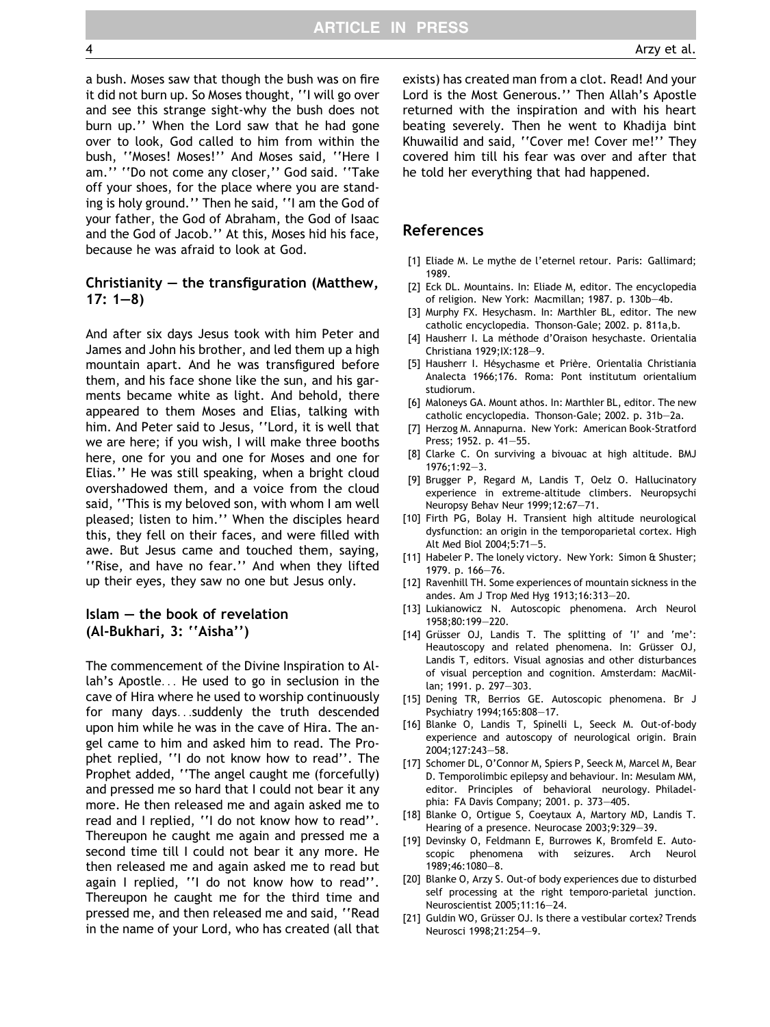a bush. Moses saw that though the bush was on fire it did not burn up. So Moses thought, ''I will go over and see this strange sight-why the bush does not burn up.'' When the Lord saw that he had gone over to look, God called to him from within the bush, ''Moses! Moses!'' And Moses said, ''Here I am.'' ''Do not come any closer,'' God said. ''Take off your shoes, for the place where you are standing is holy ground.'' Then he said, ''I am the God of your father, the God of Abraham, the God of Isaac and the God of Jacob.'' At this, Moses hid his face, because he was afraid to look at God.

### Christianity — the transfiguration (Matthew, 17: 1—8)

And after six days Jesus took with him Peter and James and John his brother, and led them up a high mountain apart. And he was transfigured before them, and his face shone like the sun, and his garments became white as light. And behold, there appeared to them Moses and Elias, talking with him. And Peter said to Jesus, ''Lord, it is well that we are here; if you wish, I will make three booths here, one for you and one for Moses and one for Elias.'' He was still speaking, when a bright cloud overshadowed them, and a voice from the cloud said, ''This is my beloved son, with whom I am well pleased; listen to him.'' When the disciples heard this, they fell on their faces, and were filled with awe. But Jesus came and touched them, saying, ''Rise, and have no fear.'' And when they lifted up their eyes, they saw no one but Jesus only.

### Islam — the book of revelation (Al-Bukhari, 3: ''Aisha'')

The commencement of the Divine Inspiration to Allah's Apostle... He used to go in seclusion in the cave of Hira where he used to worship continuously for many days...suddenly the truth descended upon him while he was in the cave of Hira. The angel came to him and asked him to read. The Prophet replied, ''I do not know how to read''. The Prophet added, ''The angel caught me (forcefully) and pressed me so hard that I could not bear it any more. He then released me and again asked me to read and I replied, ''I do not know how to read''. Thereupon he caught me again and pressed me a second time till I could not bear it any more. He then released me and again asked me to read but again I replied, ''I do not know how to read''. Thereupon he caught me for the third time and pressed me, and then released me and said, ''Read in the name of your Lord, who has created (all that exists) has created man from a clot. Read! And your Lord is the Most Generous.'' Then Allah's Apostle returned with the inspiration and with his heart beating severely. Then he went to Khadija bint Khuwailid and said, ''Cover me! Cover me!'' They covered him till his fear was over and after that he told her everything that had happened.

## References

[1] Eliade M. Le mythe de l'eternel retour. Paris: Gallimard; 1989.

[2] Eck DL. Mountains. In: Eliade M, editor. The encyclopedia of religion. New York: Macmillan; 1987. p. 130b—4b.

[3] Murphy FX. Hesychasm. In: Marthler BL, editor. The new catholic encyclopedia. Thonson-Gale; 2002. p. 811a,b.

[4] Hausherr I. La méthode d'Oraison hesychaste. Orientalia Christiana 1929;IX:128—9.

[5] Hausherr I. Hésychasme et Prière. Orientalia Christiania Analecta 1966;176. Roma: Pont institutum orientalium studiorum.

[6] Maloneys GA. Mount athos. In: Marthler BL, editor. The new catholic encyclopedia. Thonson-Gale; 2002. p. 31b—2a.

[7] Herzog M. Annapurna. New York: American Book-Stratford Press; 1952. p. 41—55.

[8] Clarke C. On surviving a bivouac at high altitude. BMJ 1976;1:92—3.

[9] Brugger P, Regard M, Landis T, Oelz O. Hallucinatory experience in extreme-altitude climbers. Neuropsychi Neuropsy Behav Neur 1999;12:67—71.

[10] Firth PG, Bolay H. Transient high altitude neurological dysfunction: an origin in the temporoparietal cortex. High Alt Med Biol 2004;5:71—5.

[11] Habeler P. The lonely victory. New York: Simon & Shuster; 1979. p. 166—76.

[12] Ravenhill TH. Some experiences of mountain sickness in the andes. Am J Trop Med Hyg 1913;16:313—20.

[13] Lukianowicz N. Autoscopic phenomena. Arch Neurol 1958;80:199—220.

[14] Grüsser OJ, Landis T. The splitting of 'I' and 'me': Heautoscopy and related phenomena. In: Grüsser OJ, Landis T, editors. Visual agnosias and other disturbances of visual perception and cognition. Amsterdam: MacMillan; 1991. p. 297—303.

[15] Dening TR, Berrios GE. Autoscopic phenomena. Br J Psychiatry 1994;165:808—17.

[16] Blanke O, Landis T, Spinelli L, Seeck M. Out-of-body experience and autoscopy of neurological origin. Brain 2004;127:243—58.

[17] Schomer DL, O'Connor M, Spiers P, Seeck M, Marcel M, Bear D. Temporolimbic epilepsy and behaviour. In: Mesulam MM, editor. Principles of behavioral neurology. Philadelphia: FA Davis Company; 2001. p. 373—405.

[18] Blanke O, Ortigue S, Coeytaux A, Martory MD, Landis T. Hearing of a presence. Neurocase 2003;9:329—39.

[19] Devinsky O, Feldmann E, Burrowes K, Bromfeld E. Autoscopic phenomena with seizures. Arch Neurol 1989;46:1080—8.

[20] Blanke O, Arzy S. Out-of body experiences due to disturbed self processing at the right temporo-parietal junction. Neuroscientist 2005;11:16—24.

[21] Guldin WO, Grüsser OJ. Is there a vestibular cortex? Trends Neurosci 1998;21:254—9.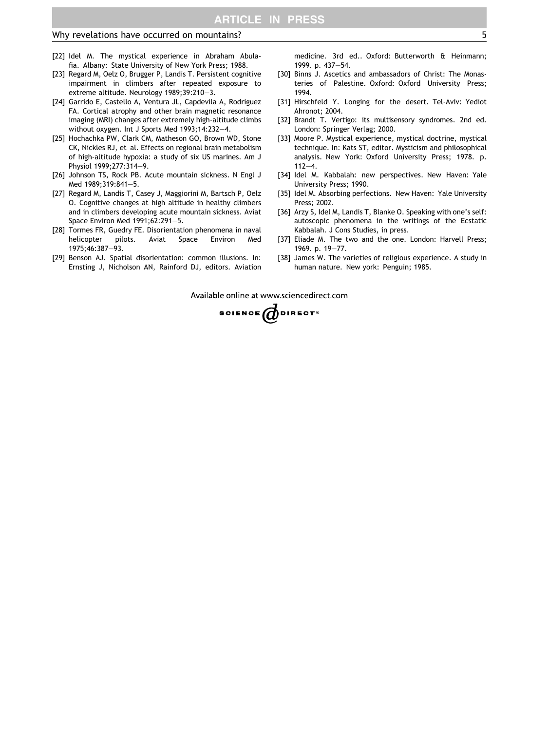[22] Idel M. The mystical experience in Abraham Abulafia. Albany: State University of New York Press; 1988.

[23] Regard M, Oelz O, Brugger P, Landis T. Persistent cognitive impairment in climbers after repeated exposure to extreme altitude. Neurology 1989;39:210–3.

[24] Garrido E, Castello A, Ventura JL, Capdevila A, Rodriguez FA. Cortical atrophy and other brain magnetic resonance imaging (MRI) changes after extremely high-altitude climbs without oxygen. Int J Sports Med 1993;14:232–4.

[25] Hochachka PW, Clark CM, Matheson GO, Brown WD, Stone CK, Nickles RJ, et al. Effects on regional brain metabolism of high-altitude hypoxia: a study of six US marines. Am J Physiol 1999;277:314–9.

[26] Johnson TS, Rock PB. Acute mountain sickness. N Engl J Med 1989;319:841–5.

[27] Regard M, Landis T, Casey J, Maggiorini M, Bartsch P, Oelz O. Cognitive changes at high altitude in healthy climbers and in climbers developing acute mountain sickness. Aviat Space Environ Med 1991;62:291–5.

[28] Tormes FR, Guedry FE. Disorientation phenomena in naval helicopter pilots. Aviat Space Environ Med 1975;46:387–93.

[29] Benson AJ. Spatial disorientation: common illusions. In: Ernsting J, Nicholson AN, Rainford DJ, editors. Aviation medicine. 3rd ed.. Oxford: Butterworth & Heinmann; 1999. p. 437–54.

[30] Binns J. Ascetics and ambassadors of Christ: The Monasteries of Palestine. Oxford: Oxford University Press; 1994.

[31] Hirschfeld Y. Longing for the desert. Tel-Aviv: Yediot Ahronot; 2004.

[32] Brandt T. Vertigo: its multisensory syndromes. 2nd ed. London: Springer Verlag; 2000.

[33] Moore P. Mystical experience, mystical doctrine, mystical technique. In: Kats ST, editor. Mysticism and philosophical analysis. New York: Oxford University Press; 1978. p. 112–4.

[34] Idel M. Kabbalah: new perspectives. New Haven: Yale University Press; 1990.

[35] Idel M. Absorbing perfections. New Haven: Yale University Press; 2002.

[36] Arzy S, Idel M, Landis T, Blanke O. Speaking with one's self: autoscopic phenomena in the writings of the Ecstatic Kabbalah. J Cons Studies, in press.

[37] Eliade M. The two and the one. London: Harvell Press; 1969. p. 19–77.

[38] James W. The varieties of religious experience. A study in human nature. New york: Penguin; 1985.

Available online at www.sciencedirect.com

SCIENCE DIRECT®